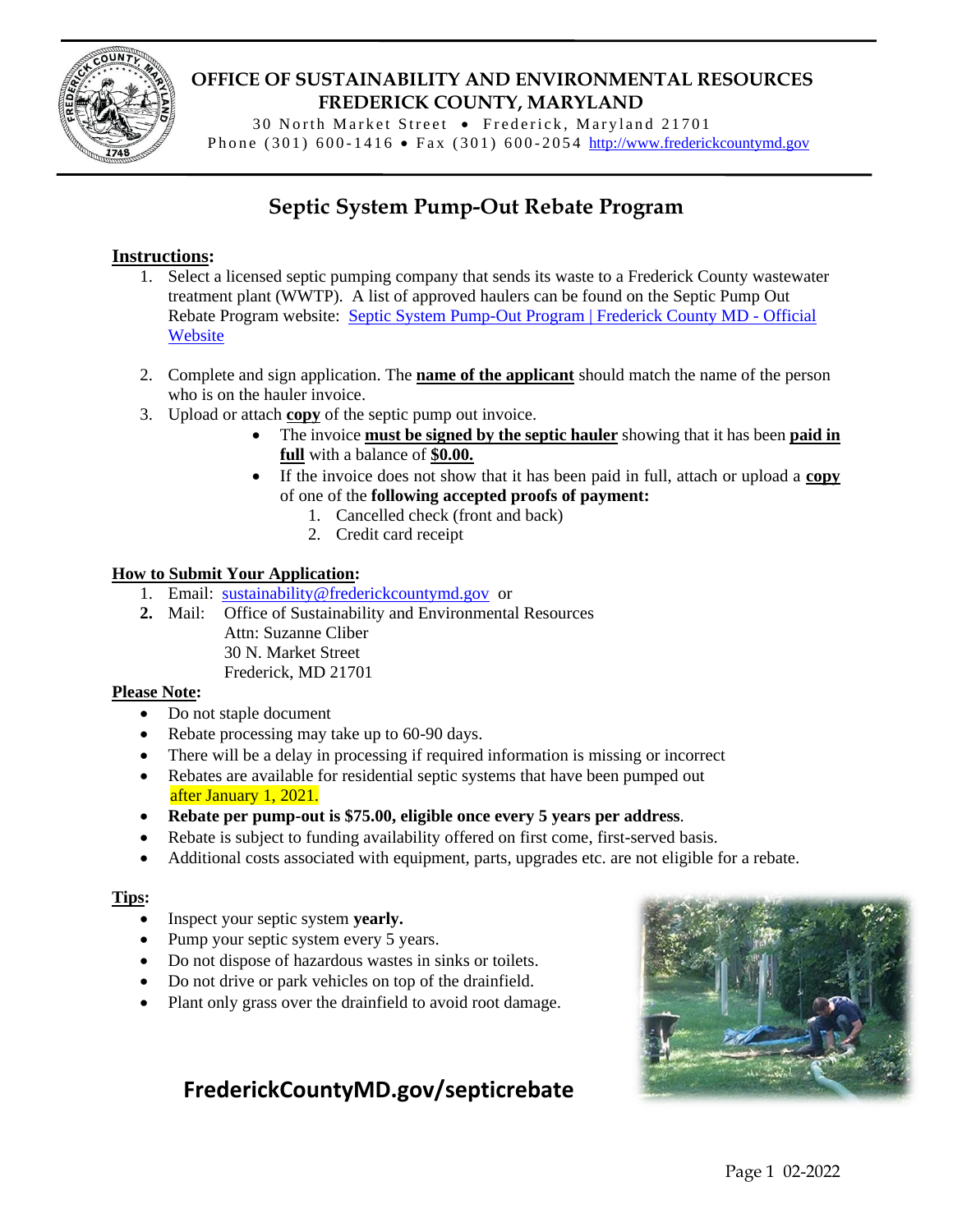**OFFICE OF SUSTAINABILITY AND ENVIRONMENTAL RESOURCES**
**FREDERICK COUNTY, MARYLAND**

30 North Market Street • Frederick, Maryland 21701
Phone (301) 600-1416 • Fax (301) 600-2054 http://www.fredericksountymd.gov

# Septic System Pump-Out Rebate Program

## Instructions:

1. Select a licensed septic pumping company that sends its waste to a Frederick County wastewater treatment plant (WWTP). A list of approved haulers can be found on the Septic Pump Out Rebate Program website: Septic System Pump-Out Program | Frederick County MD - Official Website
2. Complete and sign application. The **name of the applicant** should match the name of the person who is on the hauler invoice.
3. Upload or attach **copy** of the septic pump out invoice.
   - The invoice **must be signed by the septic hauler** showing that it has been **paid in full** with a balance of **$0.00.**
   - If the invoice does not show that it has been paid in full, attach or upload a **copy** of one of the **following accepted proofs of payment:**
     1. Cancelled check (front and back)
     2. Credit card receipt

## How to Submit Your Application:

1. Email: sustainability@frederickcountymd.gov or
2. Mail: Office of Sustainability and Environmental Resources
   Attn: Suzanne Cliber
   30 N. Market Street
   Frederick, MD 21701

## Please Note:

- Do not staple document
- Rebate processing may take up to 60-90 days.
- There will be a delay in processing if required information is missing or incorrect
- Rebates are available for residential septic systems that have been pumped out after January 1, 2021.
- **Rebate per pump-out is $75.00, eligible once every 5 years per address**.
- Rebate is subject to funding availability offered on first come, first-served basis.
- Additional costs associated with equipment, parts, upgrades etc. are not eligible for a rebate.

## Tips:

- Inspect your septic system **yearly.**
- Pump your septic system every 5 years.
- Do not dispose of hazardous wastes in sinks or toilets.
- Do not drive or park vehicles on top of the drainfield.
- Plant only grass over the drainfield to avoid root damage.

**FrederickCountyMD.gov/septicrebate**

02-2022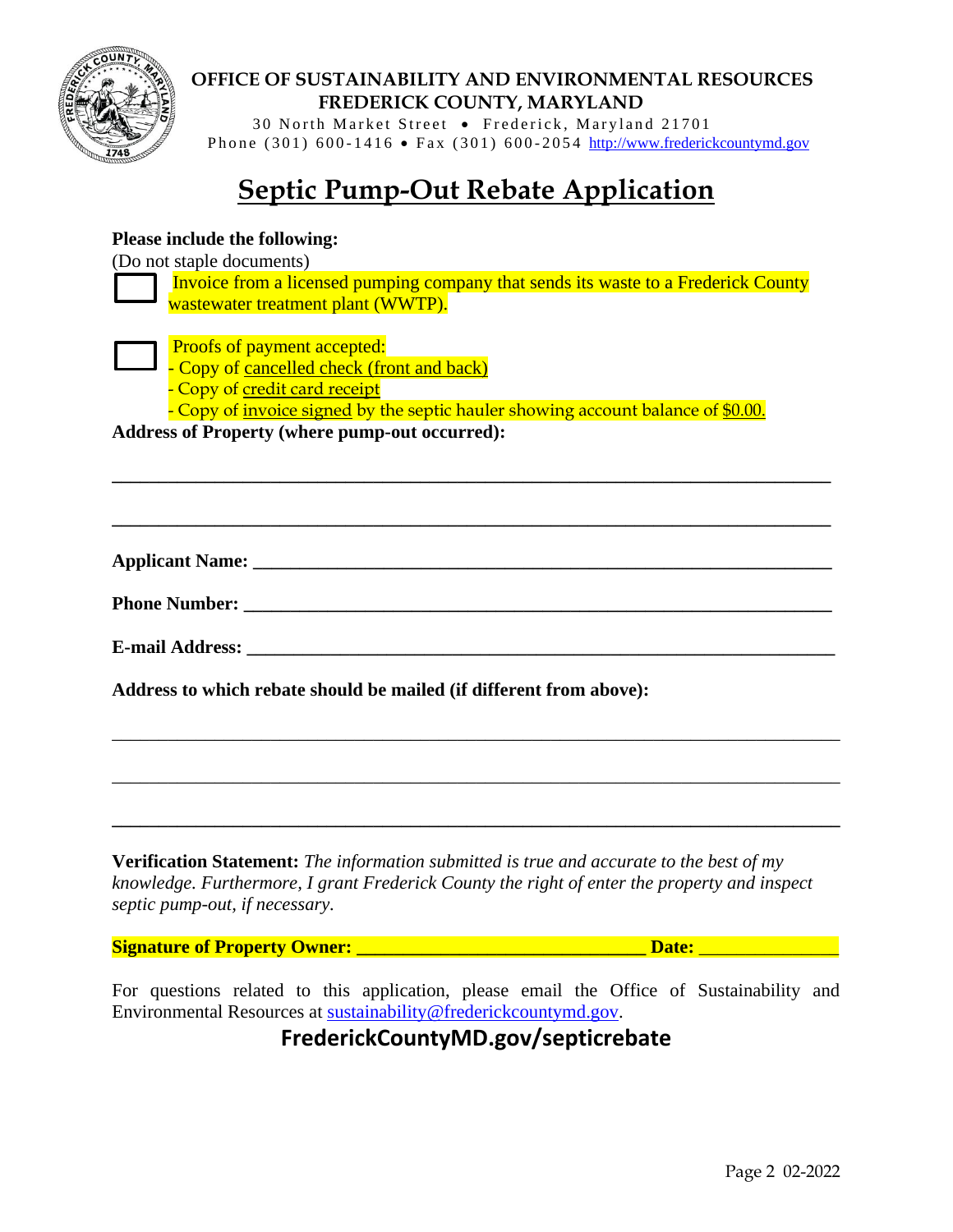**OFFICE OF SUSTAINABILITY AND ENVIRONMENTAL RESOURCES**
**FREDERICK COUNTY, MARYLAND**
30 North Market Street • Frederick, Maryland 21701
Phone (301) 600-1416 • Fax (301) 600-2054 http://www.frederickcountymd.gov

# Septic Pump-Out Rebate Application

**Please include the following:**
(Do not staple documents)

☐ Invoice from a licensed pumping company that sends its waste to a Frederick County wastewater treatment plant (WWTP).

☐ Proofs of payment accepted:
- Copy of cancelled check (front and back)
- Copy of credit card receipt
- Copy of invoice signed by the septic hauler showing account balance of $0.00.

**Address of Property (where pump-out occurred):**

_______________________________________________________________________________

_______________________________________________________________________________

**Applicant Name:** ____________________________________________________________

**Phone Number:** ____________________________________________________________

**E-mail Address:** ____________________________________________________________

**Address to which rebate should be mailed (if different from above):**

_______________________________________________________________________________

_______________________________________________________________________________

_______________________________________________________________________________

**Verification Statement:** *The information submitted is true and accurate to the best of my knowledge. Furthermore, I grant Frederick County the right of enter the property and inspect septic pump-out, if necessary.*

**Signature of Property Owner:** ______________________________ **Date:** ______________

For questions related to this application, please email the Office of Sustainability and Environmental Resources at sustainability@frederickcountymd.gov.

**FrederickCountyMD.gov/septicrebate**

02-2022